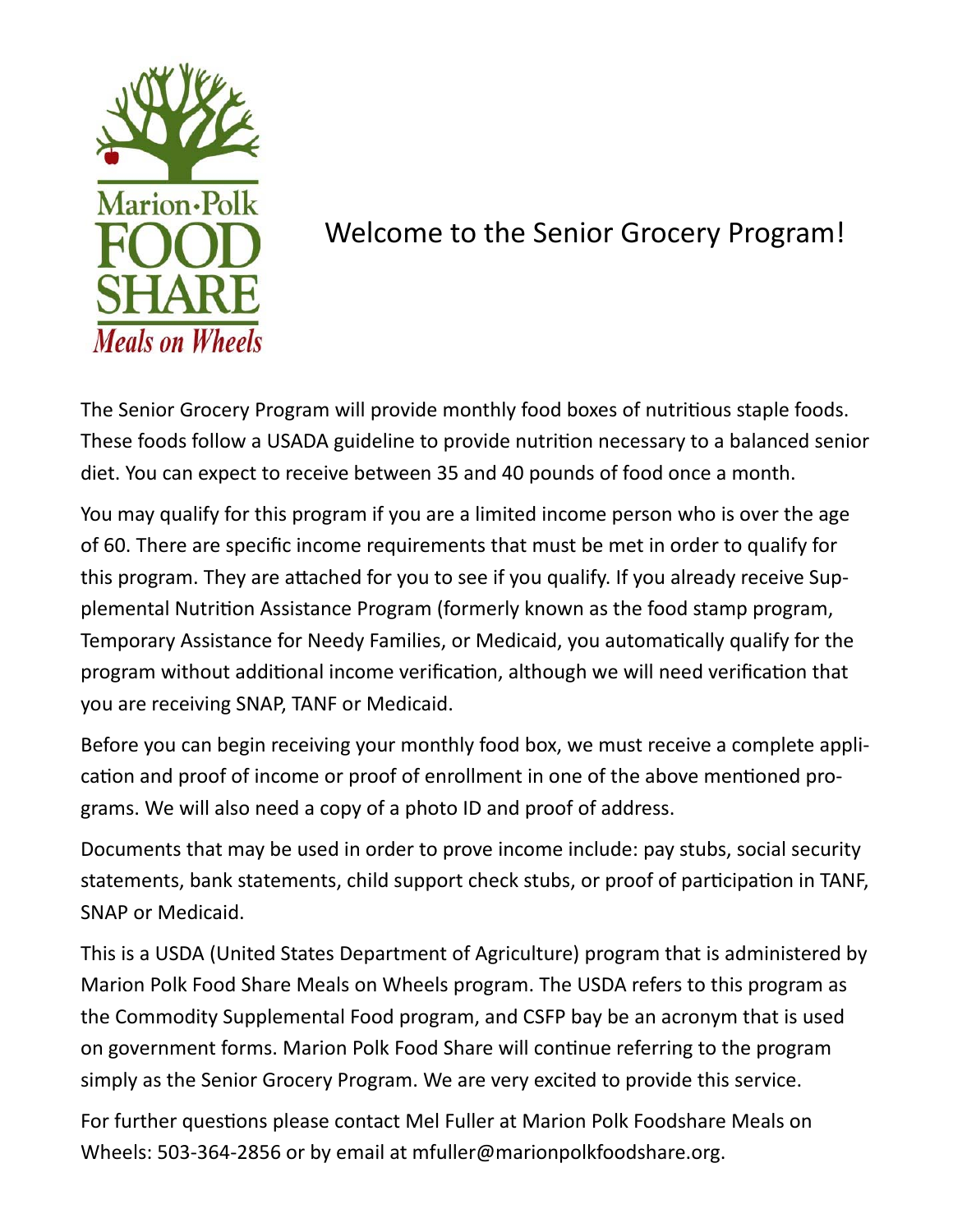Marion·Polk
FOOD
SHARE
*Meals on Wheels*

# Welcome to the Senior Grocery Program!

The Senior Grocery Program will provide monthly food boxes of nutritious staple foods. These foods follow a USADA guideline to provide nutrition necessary to a balanced senior diet. You can expect to receive between 35 and 40 pounds of food once a month.

You may qualify for this program if you are a limited income person who is over the age of 60. There are specific income requirements that must be met in order to qualify for this program. They are attached for you to see if you qualify. If you already receive Supplemental Nutrition Assistance Program (formerly known as the food stamp program, Temporary Assistance for Needy Families, or Medicaid, you automatically qualify for the program without additional income verification, although we will need verification that you are receiving SNAP, TANF or Medicaid.

Before you can begin receiving your monthly food box, we must receive a complete application and proof of income or proof of enrollment in one of the above mentioned programs. We will also need a copy of a photo ID and proof of address.

Documents that may be used in order to prove income include: pay stubs, social security statements, bank statements, child support check stubs, or proof of participation in TANF, SNAP or Medicaid.

This is a USDA (United States Department of Agriculture) program that is administered by Marion Polk Food Share Meals on Wheels program. The USDA refers to this program as the Commodity Supplemental Food program, and CSFP bay be an acronym that is used on government forms. Marion Polk Food Share will continue referring to the program simply as the Senior Grocery Program. We are very excited to provide this service.

For further questions please contact Mel Fuller at Marion Polk Foodshare Meals on Wheels: 503-364-2856 or by email at mfuller@marionpolkfoodshare.org.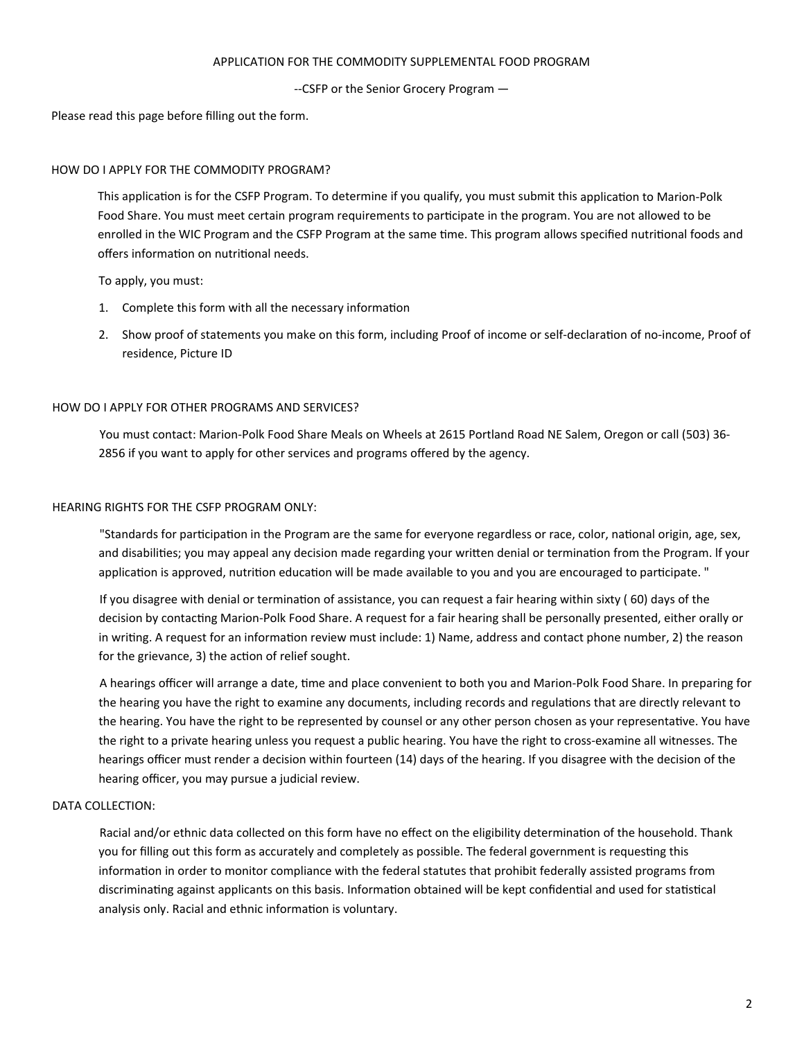# APPLICATION FOR THE COMMODITY SUPPLEMENTAL FOOD PROGRAM

--CSFP or the Senior Grocery Program —

Please read this page before filling out the form.

## HOW DO I APPLY FOR THE COMMODITY PROGRAM?

This application is for the CSFP Program. To determine if you qualify, you must submit this application to Marion-Polk Food Share. You must meet certain program requirements to participate in the program. You are not allowed to be enrolled in the WIC Program and the CSFP Program at the same time. This program allows specified nutritional foods and offers information on nutritional needs.

To apply, you must:

1. Complete this form with all the necessary information
2. Show proof of statements you make on this form, including Proof of income or self-declaration of no-income, Proof of residence, Picture ID

## HOW DO I APPLY FOR OTHER PROGRAMS AND SERVICES?

You must contact: Marion-Polk Food Share Meals on Wheels at 2615 Portland Road NE Salem, Oregon or call (503) 36-2856 if you want to apply for other services and programs offered by the agency.

## HEARING RIGHTS FOR THE CSFP PROGRAM ONLY:

"Standards for participation in the Program are the same for everyone regardless or race, color, national origin, age, sex, and disabilities; you may appeal any decision made regarding your written denial or termination from the Program. If your application is approved, nutrition education will be made available to you and you are encouraged to participate. "

If you disagree with denial or termination of assistance, you can request a fair hearing within sixty ( 60) days of the decision by contacting Marion-Polk Food Share. A request for a fair hearing shall be personally presented, either orally or in writing. A request for an information review must include: 1) Name, address and contact phone number, 2) the reason for the grievance, 3) the action of relief sought.

A hearings officer will arrange a date, time and place convenient to both you and Marion-Polk Food Share. In preparing for the hearing you have the right to examine any documents, including records and regulations that are directly relevant to the hearing. You have the right to be represented by counsel or any other person chosen as your representative. You have the right to a private hearing unless you request a public hearing. You have the right to cross-examine all witnesses. The hearings officer must render a decision within fourteen (14) days of the hearing. If you disagree with the decision of the hearing officer, you may pursue a judicial review.

## DATA COLLECTION:

Racial and/or ethnic data collected on this form have no effect on the eligibility determination of the household. Thank you for filling out this form as accurately and completely as possible. The federal government is requesting this information in order to monitor compliance with the federal statutes that prohibit federally assisted programs from discriminating against applicants on this basis. Information obtained will be kept confidential and used for statistical analysis only. Racial and ethnic information is voluntary.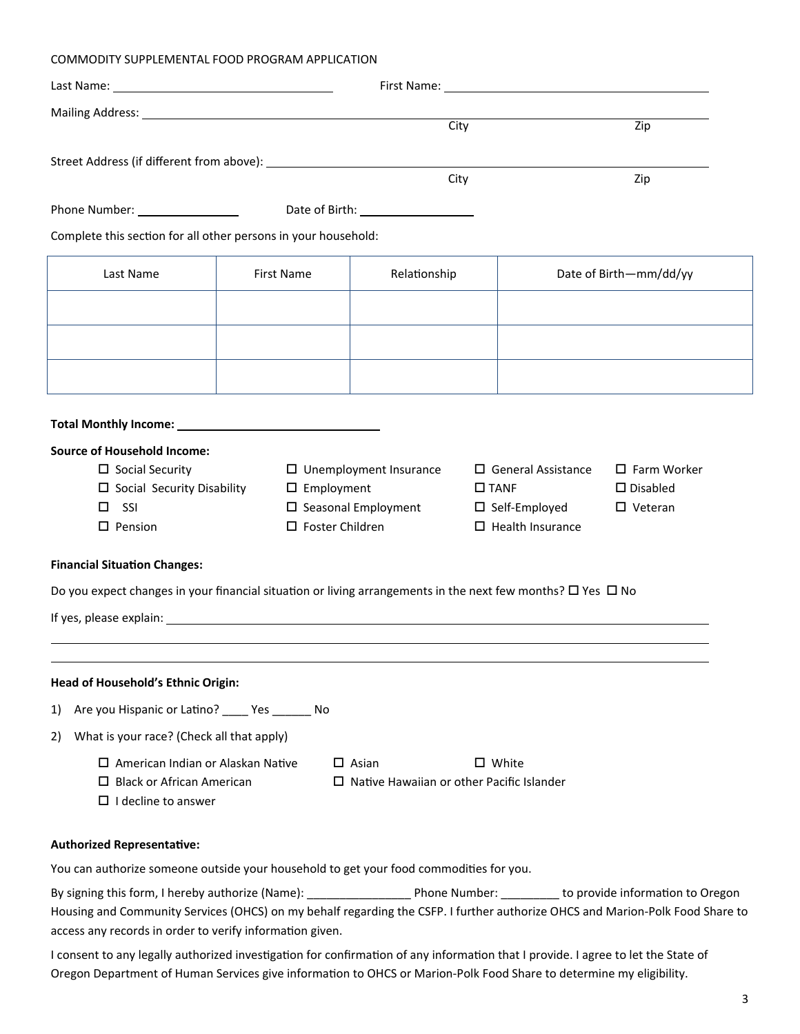COMMODITY SUPPLEMENTAL FOOD PROGRAM APPLICATION

Last Name: ______________________________ First Name: ______________________________

Mailing Address: ____________________________________________________________
City ______________ Zip ______________

Street Address (if different from above): ____________________________________________
City ______________ Zip ______________

Phone Number: ______________ Date of Birth: ______________

Complete this section for all other persons in your household:

| Last Name | First Name | Relationship | Date of Birth—mm/dd/yy |
|---|---|---|---|
| | | | |
| | | | |
| | | | |

**Total Monthly Income:** ______________________________

**Source of Household Income:**

- ☐ Social Security
- ☐ Social Security Disability
- ☐ SSI
- ☐ Pension
- ☐ Unemployment Insurance
- ☐ Employment
- ☐ Seasonal Employment
- ☐ Foster Children
- ☐ General Assistance
- ☐ TANF
- ☐ Self-Employed
- ☐ Health Insurance
- ☐ Farm Worker
- ☐ Disabled
- ☐ Veteran

**Financial Situation Changes:**

Do you expect changes in your financial situation or living arrangements in the next few months? ☐ Yes ☐ No

If yes, please explain: ____________________________________________________________

______________________________________________________________________________

______________________________________________________________________________

**Head of Household's Ethnic Origin:**

1) Are you Hispanic or Latino? ____ Yes ______ No
2) What is your race? (Check all that apply)

- ☐ American Indian or Alaskan Native
- ☐ Asian
- ☐ White
- ☐ Black or African American
- ☐ Native Hawaiian or other Pacific Islander
- ☐ I decline to answer

**Authorized Representative:**

You can authorize someone outside your household to get your food commodities for you.

By signing this form, I hereby authorize (Name): ________________ Phone Number: _________ to provide information to Oregon Housing and Community Services (OHCS) on my behalf regarding the CSFP. I further authorize OHCS and Marion-Polk Food Share to access any records in order to verify information given.

I consent to any legally authorized investigation for confirmation of any information that I provide. I agree to let the State of Oregon Department of Human Services give information to OHCS or Marion-Polk Food Share to determine my eligibility.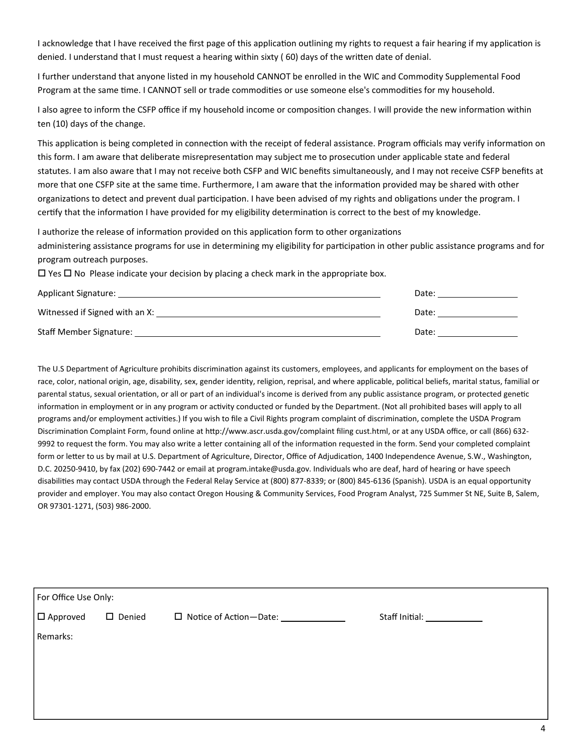I acknowledge that I have received the first page of this application outlining my rights to request a fair hearing if my application is denied. I understand that I must request a hearing within sixty ( 60) days of the written date of denial.

I further understand that anyone listed in my household CANNOT be enrolled in the WIC and Commodity Supplemental Food Program at the same time. I CANNOT sell or trade commodities or use someone else's commodities for my household.

I also agree to inform the CSFP office if my household income or composition changes. I will provide the new information within ten (10) days of the change.

This application is being completed in connection with the receipt of federal assistance. Program officials may verify information on this form. I am aware that deliberate misrepresentation may subject me to prosecution under applicable state and federal statutes. I am also aware that I may not receive both CSFP and WIC benefits simultaneously, and I may not receive CSFP benefits at more that one CSFP site at the same time. Furthermore, I am aware that the information provided may be shared with other organizations to detect and prevent dual participation. I have been advised of my rights and obligations under the program. I certify that the information I have provided for my eligibility determination is correct to the best of my knowledge.

I authorize the release of information provided on this application form to other organizations administering assistance programs for use in determining my eligibility for participation in other public assistance programs and for program outreach purposes.

☐ Yes ☐ No Please indicate your decision by placing a check mark in the appropriate box.

Applicant Signature: ______________________________ Date: ______________

Witnessed if Signed with an X: ______________________________ Date: ______________

Staff Member Signature: ______________________________ Date: ______________

The U.S Department of Agriculture prohibits discrimination against its customers, employees, and applicants for employment on the bases of race, color, national origin, age, disability, sex, gender identity, religion, reprisal, and where applicable, political beliefs, marital status, familial or parental status, sexual orientation, or all or part of an individual's income is derived from any public assistance program, or protected genetic information in employment or in any program or activity conducted or funded by the Department. (Not all prohibited bases will apply to all programs and/or employment activities.) If you wish to file a Civil Rights program complaint of discrimination, complete the USDA Program Discrimination Complaint Form, found online at http://www.ascr.usda.gov/complaint filing cust.html, or at any USDA office, or call (866) 632-9992 to request the form. You may also write a letter containing all of the information requested in the form. Send your completed complaint form or letter to us by mail at U.S. Department of Agriculture, Director, Office of Adjudication, 1400 Independence Avenue, S.W., Washington, D.C. 20250-9410, by fax (202) 690-7442 or email at program.intake@usda.gov. Individuals who are deaf, hard of hearing or have speech disabilities may contact USDA through the Federal Relay Service at (800) 877-8339; or (800) 845-6136 (Spanish). USDA is an equal opportunity provider and employer. You may also contact Oregon Housing & Community Services, Food Program Analyst, 725 Summer St NE, Suite B, Salem, OR 97301-1271, (503) 986-2000.

For Office Use Only:

☐ Approved ☐ Denied ☐ Notice of Action—Date: ______________ Staff Initial: ____________

Remarks: